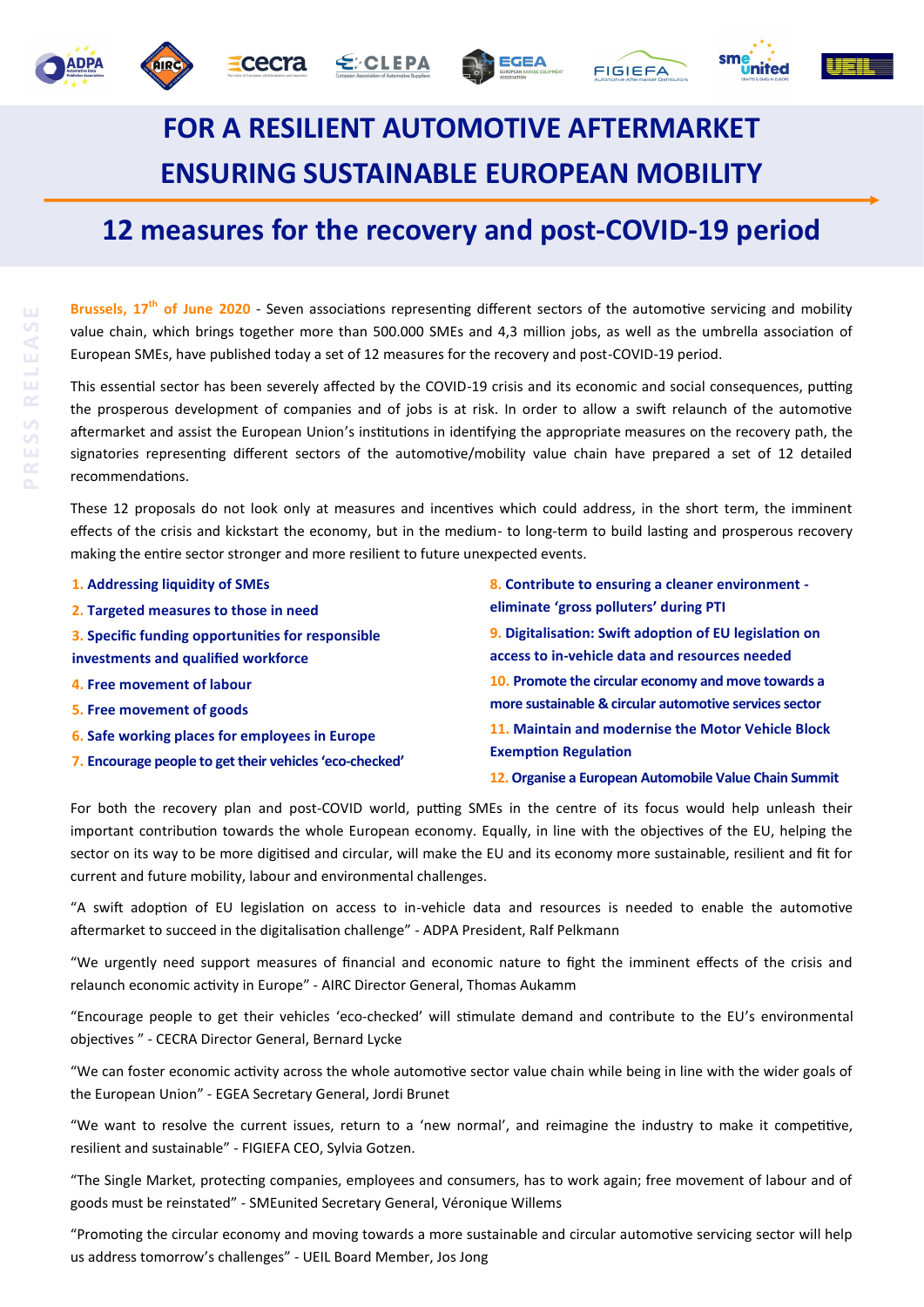# FOR A RESILIENT AUTOMOTIVE AFTERMARKET ENSURING SUSTAINABLE EUROPEAN MOBILITY

## 12 measures for the recovery and post-COVID-19 period

PRESS RELEASE

**Brussels, 17th of June 2020** - Seven associations representing different sectors of the automotive servicing and mobility value chain, which brings together more than 500.000 SMEs and 4,3 million jobs, as well as the umbrella association of European SMEs, have published today a set of 12 measures for the recovery and post-COVID-19 period.

This essential sector has been severely affected by the COVID-19 crisis and its economic and social consequences, putting the prosperous development of companies and of jobs is at risk. In order to allow a swift relaunch of the automotive aftermarket and assist the European Union's institutions in identifying the appropriate measures on the recovery path, the signatories representing different sectors of the automotive/mobility value chain have prepared a set of 12 detailed recommendations.

These 12 proposals do not look only at measures and incentives which could address, in the short term, the imminent effects of the crisis and kickstart the economy, but in the medium- to long-term to build lasting and prosperous recovery making the entire sector stronger and more resilient to future unexpected events.

1. **Addressing liquidity of SMEs**
2. **Targeted measures to those in need**
3. **Specific funding opportunities for responsible investments and qualified workforce**
4. **Free movement of labour**
5. **Free movement of goods**
6. **Safe working places for employees in Europe**
7. **Encourage people to get their vehicles 'eco-checked'**
8. **Contribute to ensuring a cleaner environment - eliminate 'gross polluters' during PTI**
9. **Digitalisation: Swift adoption of EU legislation on access to in-vehicle data and resources needed**
10. **Promote the circular economy and move towards a more sustainable & circular automotive services sector**
11. **Maintain and modernise the Motor Vehicle Block Exemption Regulation**
12. **Organise a European Automobile Value Chain Summit**

For both the recovery plan and post-COVID world, putting SMEs in the centre of its focus would help unleash their important contribution towards the whole European economy. Equally, in line with the objectives of the EU, helping the sector on its way to be more digitised and circular, will make the EU and its economy more sustainable, resilient and fit for current and future mobility, labour and environmental challenges.

"A swift adoption of EU legislation on access to in-vehicle data and resources is needed to enable the automotive aftermarket to succeed in the digitalisation challenge" - ADPA President, Ralf Pelkmann

"We urgently need support measures of financial and economic nature to fight the imminent effects of the crisis and relaunch economic activity in Europe" - AIRC Director General, Thomas Aukamm

"Encourage people to get their vehicles 'eco-checked' will stimulate demand and contribute to the EU's environmental objectives " - CECRA Director General, Bernard Lycke

"We can foster economic activity across the whole automotive sector value chain while being in line with the wider goals of the European Union" - EGEA Secretary General, Jordi Brunet

"We want to resolve the current issues, return to a 'new normal', and reimagine the industry to make it competitive, resilient and sustainable" - FIGIEFA CEO, Sylvia Gotzen.

"The Single Market, protecting companies, employees and consumers, has to work again; free movement of labour and of goods must be reinstated" - SMEunited Secretary General, Véronique Willems

"Promoting the circular economy and moving towards a more sustainable and circular automotive servicing sector will help us address tomorrow's challenges" - UEIL Board Member, Jos Jong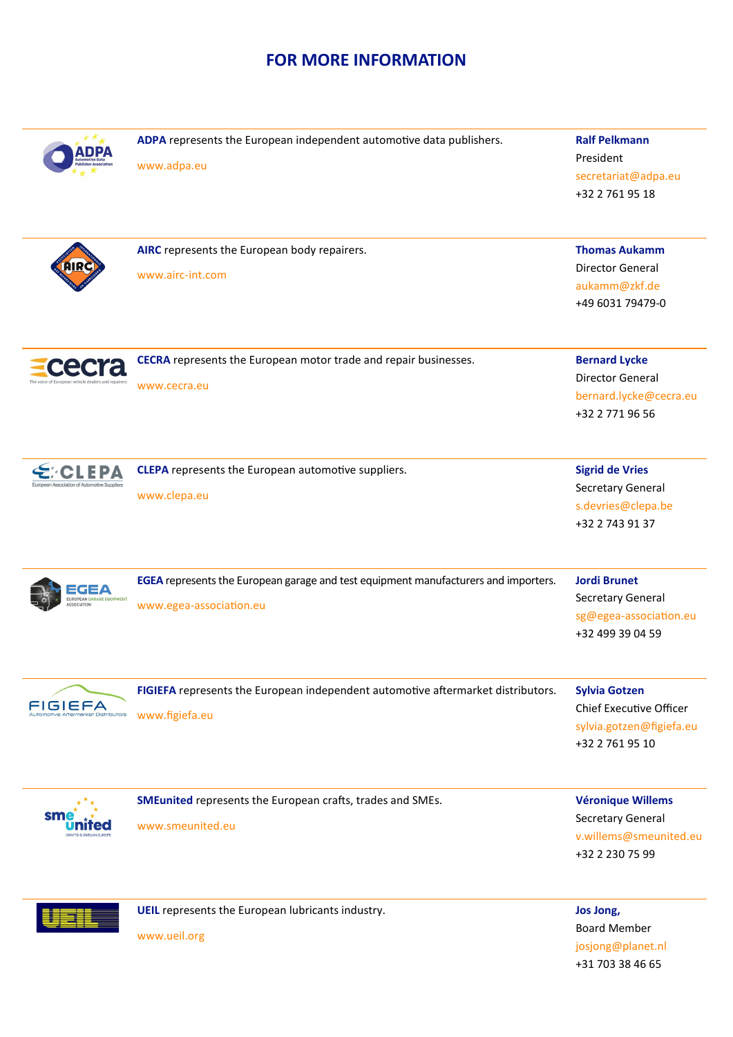# FOR MORE INFORMATION

**ADPA** represents the European independent automotive data publishers.

www.adpa.eu

**Ralf Pelkmann**
President
secretariat@adpa.eu
+32 2 761 95 18

---

**AIRC** represents the European body repairers.

www.airc-int.com

**Thomas Aukamm**
Director General
aukamm@zkf.de
+49 6031 79479-0

---

**CECRA** represents the European motor trade and repair businesses.

www.cecra.eu

**Bernard Lycke**
Director General
bernard.lycke@cecra.eu
+32 2 771 96 56

---

**CLEPA** represents the European automotive suppliers.

www.clepa.eu

**Sigrid de Vries**
Secretary General
s.devries@clepa.be
+32 2 743 91 37

---

**EGEA** represents the European garage and test equipment manufacturers and importers.

www.egea-association.eu

**Jordi Brunet**
Secretary General
sg@egea-association.eu
+32 499 39 04 59

---

**FIGIEFA** represents the European independent automotive aftermarket distributors.

www.figiefa.eu

**Sylvia Gotzen**
Chief Executive Officer
sylvia.gotzen@figiefa.eu
+32 2 761 95 10

---

**SMEunited** represents the European crafts, trades and SMEs.

www.smeunited.eu

**Véronique Willems**
Secretary General
v.willems@smeunited.eu
+32 2 230 75 99

---

**UEIL** represents the European lubricants industry.

www.ueil.org

**Jos Jong,**
Board Member
josjong@planet.nl
+31 703 38 46 65